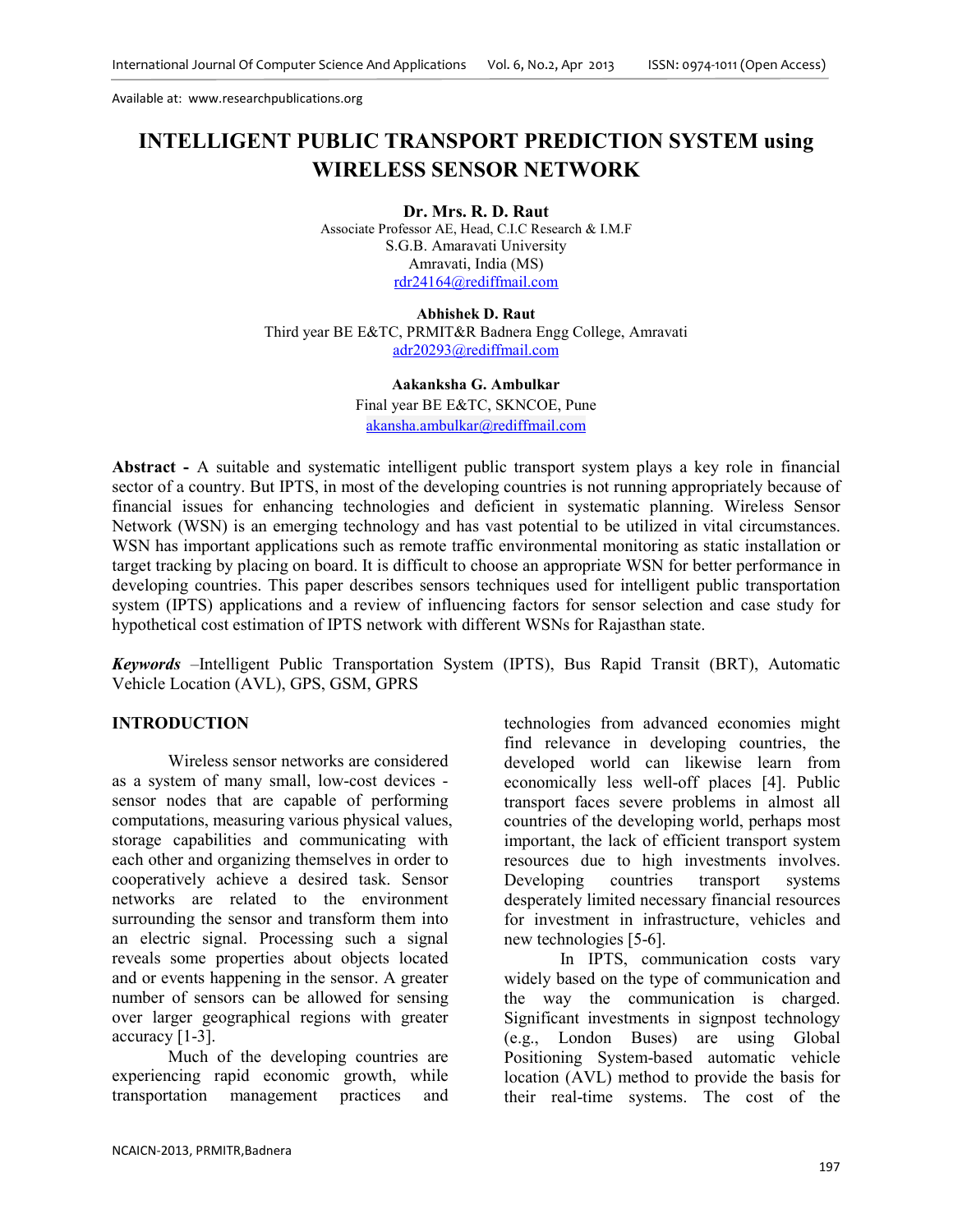Available at: www.researchpublications.org

# INTELLIGENT PUBLIC TRANSPORT PREDICTION SYSTEM using WIRELESS SENSOR NETWORK

**Dr. Mrs. R. D. Raut**
Associate Professor AE, Head, C.I.C Research & I.M.F
S.G.B. Amaravati University
Amravati, India (MS)
rdr24164@rediffmail.com

**Abhishek D. Raut**
Third year BE E&TC, PRMIT&R Badnera Engg College, Amravati
adr20293@rediffmail.com

**Aakanksha G. Ambulkar**
Final year BE E&TC, SKNCOE, Pune
akansha.ambulkar@rediffmail.com

**Abstract -** A suitable and systematic intelligent public transport system plays a key role in financial sector of a country. But IPTS, in most of the developing countries is not running appropriately because of financial issues for enhancing technologies and deficient in systematic planning. Wireless Sensor Network (WSN) is an emerging technology and has vast potential to be utilized in vital circumstances. WSN has important applications such as remote traffic environmental monitoring as static installation or target tracking by placing on board. It is difficult to choose an appropriate WSN for better performance in developing countries. This paper describes sensors techniques used for intelligent public transportation system (IPTS) applications and a review of influencing factors for sensor selection and case study for hypothetical cost estimation of IPTS network with different WSNs for Rajasthan state.

***Keywords*** –Intelligent Public Transportation System (IPTS), Bus Rapid Transit (BRT), Automatic Vehicle Location (AVL), GPS, GSM, GPRS

## INTRODUCTION

Wireless sensor networks are considered as a system of many small, low-cost devices - sensor nodes that are capable of performing computations, measuring various physical values, storage capabilities and communicating with each other and organizing themselves in order to cooperatively achieve a desired task. Sensor networks are related to the environment surrounding the sensor and transform them into an electric signal. Processing such a signal reveals some properties about objects located and or events happening in the sensor. A greater number of sensors can be allowed for sensing over larger geographical regions with greater accuracy [1-3].

Much of the developing countries are experiencing rapid economic growth, while transportation management practices and technologies from advanced economies might find relevance in developing countries, the developed world can likewise learn from economically less well-off places [4]. Public transport faces severe problems in almost all countries of the developing world, perhaps most important, the lack of efficient transport system resources due to high investments involves. Developing countries transport systems desperately limited necessary financial resources for investment in infrastructure, vehicles and new technologies [5-6].

In IPTS, communication costs vary widely based on the type of communication and the way the communication is charged. Significant investments in signpost technology (e.g., London Buses) are using Global Positioning System-based automatic vehicle location (AVL) method to provide the basis for their real-time systems. The cost of the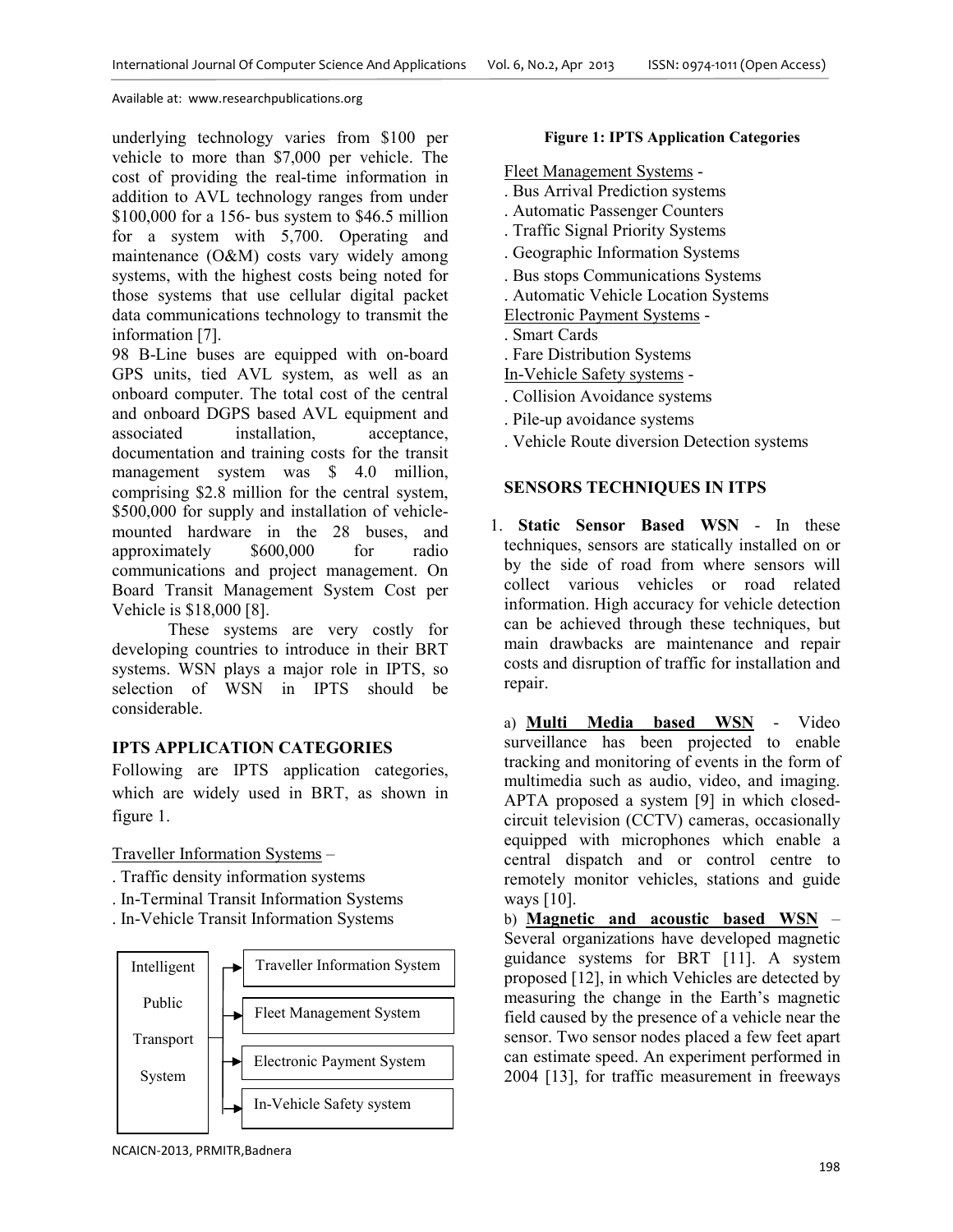underlying technology varies from $100 per vehicle to more than $7,000 per vehicle. The cost of providing the real-time information in addition to AVL technology ranges from under $100,000 for a 156- bus system to $46.5 million for a system with 5,700. Operating and maintenance (O&M) costs vary widely among systems, with the highest costs being noted for those systems that use cellular digital packet data communications technology to transmit the information [7].

98 B-Line buses are equipped with on-board GPS units, tied AVL system, as well as an onboard computer. The total cost of the central and onboard DGPS based AVL equipment and associated installation, acceptance, documentation and training costs for the transit management system was $ 4.0 million, comprising $2.8 million for the central system, $500,000 for supply and installation of vehicle-mounted hardware in the 28 buses, and approximately $600,000 for radio communications and project management. On Board Transit Management System Cost per Vehicle is $18,000 [8].

These systems are very costly for developing countries to introduce in their BRT systems. WSN plays a major role in IPTS, so selection of WSN in IPTS should be considerable.

## IPTS APPLICATION CATEGORIES

Following are IPTS application categories, which are widely used in BRT, as shown in figure 1.

Traveller Information Systems –

- . Traffic density information systems
- . In-Terminal Transit Information Systems
- . In-Vehicle Transit Information Systems

Intelligent Public Transport System → Traveller Information System, Fleet Management System, Electronic Payment System, In-Vehicle Safety system

**Figure 1: IPTS Application Categories**

Fleet Management Systems -

- . Bus Arrival Prediction systems
- . Automatic Passenger Counters
- . Traffic Signal Priority Systems
- . Geographic Information Systems
- . Bus stops Communications Systems
- . Automatic Vehicle Location Systems

Electronic Payment Systems -

- . Smart Cards
- . Fare Distribution Systems

In-Vehicle Safety systems -

- . Collision Avoidance systems
- . Pile-up avoidance systems
- . Vehicle Route diversion Detection systems

## SENSORS TECHNIQUES IN ITPS

1. **Static Sensor Based WSN** - In these techniques, sensors are statically installed on or by the side of road from where sensors will collect various vehicles or road related information. High accuracy for vehicle detection can be achieved through these techniques, but main drawbacks are maintenance and repair costs and disruption of traffic for installation and repair.

a) **Multi Media based WSN** - Video surveillance has been projected to enable tracking and monitoring of events in the form of multimedia such as audio, video, and imaging. APTA proposed a system [9] in which closed-circuit television (CCTV) cameras, occasionally equipped with microphones which enable a central dispatch and or control centre to remotely monitor vehicles, stations and guide ways [10].

b) **Magnetic and acoustic based WSN** – Several organizations have developed magnetic guidance systems for BRT [11]. A system proposed [12], in which Vehicles are detected by measuring the change in the Earth's magnetic field caused by the presence of a vehicle near the sensor. Two sensor nodes placed a few feet apart can estimate speed. An experiment performed in 2004 [13], for traffic measurement in freeways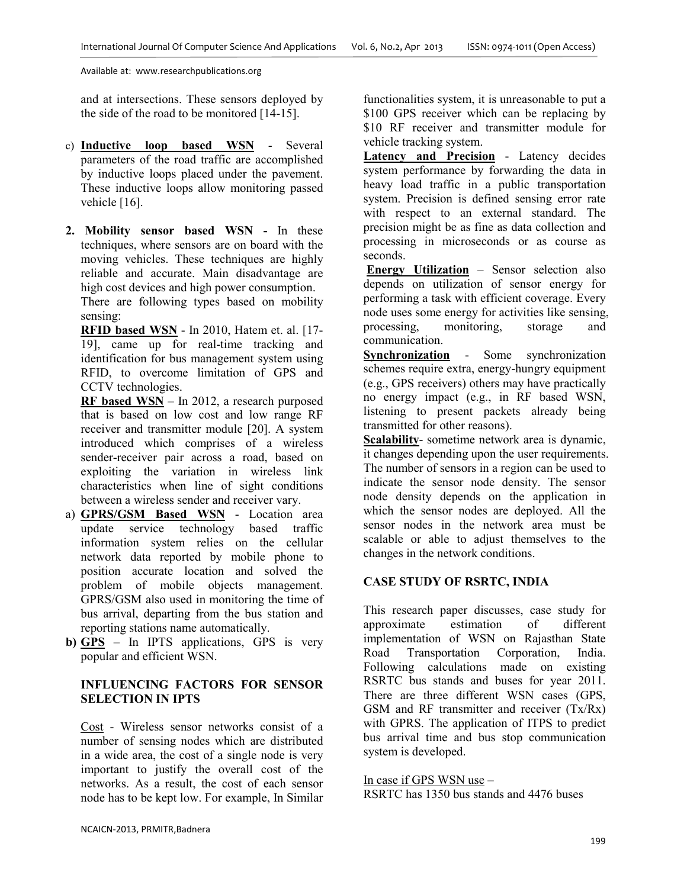and at intersections. These sensors deployed by the side of the road to be monitored [14-15].

c) **Inductive loop based WSN** - Several parameters of the road traffic are accomplished by inductive loops placed under the pavement. These inductive loops allow monitoring passed vehicle [16].

**2. Mobility sensor based WSN -** In these techniques, where sensors are on board with the moving vehicles. These techniques are highly reliable and accurate. Main disadvantage are high cost devices and high power consumption.

There are following types based on mobility sensing:

**RFID based WSN** - In 2010, Hatem et. al. [17-19], came up for real-time tracking and identification for bus management system using RFID, to overcome limitation of GPS and CCTV technologies.

**RF based WSN** – In 2012, a research purposed that is based on low cost and low range RF receiver and transmitter module [20]. A system introduced which comprises of a wireless sender-receiver pair across a road, based on exploiting the variation in wireless link characteristics when line of sight conditions between a wireless sender and receiver vary.

a) **GPRS/GSM Based WSN** - Location area update service technology based traffic information system relies on the cellular network data reported by mobile phone to position accurate location and solved the problem of mobile objects management. GPRS/GSM also used in monitoring the time of bus arrival, departing from the bus station and reporting stations name automatically.

b) **GPS** – In IPTS applications, GPS is very popular and efficient WSN.

### INFLUENCING FACTORS FOR SENSOR SELECTION IN IPTS

Cost - Wireless sensor networks consist of a number of sensing nodes which are distributed in a wide area, the cost of a single node is very important to justify the overall cost of the networks. As a result, the cost of each sensor node has to be kept low. For example, In Similar functionalities system, it is unreasonable to put a \$100 GPS receiver which can be replacing by \$10 RF receiver and transmitter module for vehicle tracking system.

**Latency and Precision** - Latency decides system performance by forwarding the data in heavy load traffic in a public transportation system. Precision is defined sensing error rate with respect to an external standard. The precision might be as fine as data collection and processing in microseconds or as course as seconds.

**Energy Utilization** – Sensor selection also depends on utilization of sensor energy for performing a task with efficient coverage. Every node uses some energy for activities like sensing, processing, monitoring, storage and communication.

**Synchronization** - Some synchronization schemes require extra, energy-hungry equipment (e.g., GPS receivers) others may have practically no energy impact (e.g., in RF based WSN, listening to present packets already being transmitted for other reasons).

**Scalability**- sometime network area is dynamic, it changes depending upon the user requirements. The number of sensors in a region can be used to indicate the sensor node density. The sensor node density depends on the application in which the sensor nodes are deployed. All the sensor nodes in the network area must be scalable or able to adjust themselves to the changes in the network conditions.

### CASE STUDY OF RSRTC, INDIA

This research paper discusses, case study for approximate estimation of different implementation of WSN on Rajasthan State Road Transportation Corporation, India. Following calculations made on existing RSRTC bus stands and buses for year 2011. There are three different WSN cases (GPS, GSM and RF transmitter and receiver (Tx/Rx) with GPRS. The application of ITPS to predict bus arrival time and bus stop communication system is developed.

In case if GPS WSN use –

RSRTC has 1350 bus stands and 4476 buses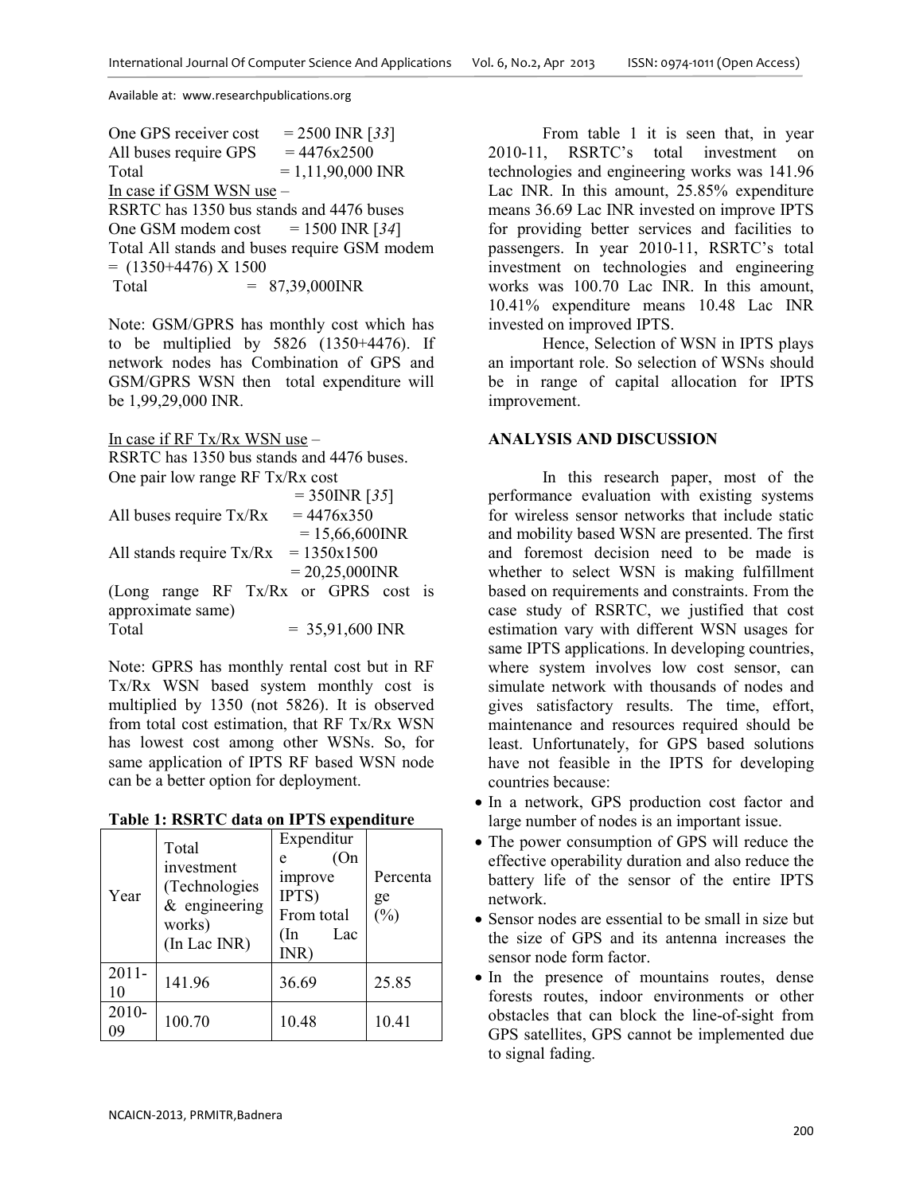One GPS receiver cost = 2500 INR [*33*]
All buses require GPS = 4476x2500
Total = 1,11,90,000 INR

In case if GSM WSN use –
RSRTC has 1350 bus stands and 4476 buses
One GSM modem cost = 1500 INR [*34*]
Total All stands and buses require GSM modem = (1350+4476) X 1500
Total = 87,39,000INR

Note: GSM/GPRS has monthly cost which has to be multiplied by 5826 (1350+4476). If network nodes has Combination of GPS and GSM/GPRS WSN then total expenditure will be 1,99,29,000 INR.

In case if RF Tx/Rx WSN use –
RSRTC has 1350 bus stands and 4476 buses.
One pair low range RF Tx/Rx cost
= 350INR [*35*]
All buses require Tx/Rx = 4476x350
= 15,66,600INR
All stands require Tx/Rx = 1350x1500
= 20,25,000INR
(Long range RF Tx/Rx or GPRS cost is approximate same)
Total = 35,91,600 INR

Note: GPRS has monthly rental cost but in RF Tx/Rx WSN based system monthly cost is multiplied by 1350 (not 5826). It is observed from total cost estimation, that RF Tx/Rx WSN has lowest cost among other WSNs. So, for same application of IPTS RF based WSN node can be a better option for deployment.

**Table 1: RSRTC data on IPTS expenditure**

| Year | Total investment (Technologies & engineering works) (In Lac INR) | Expenditure (On improve IPTS) From total (In Lac INR) | Percentage (%) |
|---|---|---|---|
| 2011-10 | 141.96 | 36.69 | 25.85 |
| 2010-09 | 100.70 | 10.48 | 10.41 |

From table 1 it is seen that, in year 2010-11, RSRTC's total investment on technologies and engineering works was 141.96 Lac INR. In this amount, 25.85% expenditure means 36.69 Lac INR invested on improve IPTS for providing better services and facilities to passengers. In year 2010-11, RSRTC's total investment on technologies and engineering works was 100.70 Lac INR. In this amount, 10.41% expenditure means 10.48 Lac INR invested on improved IPTS.

Hence, Selection of WSN in IPTS plays an important role. So selection of WSNs should be in range of capital allocation for IPTS improvement.

## ANALYSIS AND DISCUSSION

In this research paper, most of the performance evaluation with existing systems for wireless sensor networks that include static and mobility based WSN are presented. The first and foremost decision need to be made is whether to select WSN is making fulfillment based on requirements and constraints. From the case study of RSRTC, we justified that cost estimation vary with different WSN usages for same IPTS applications. In developing countries, where system involves low cost sensor, can simulate network with thousands of nodes and gives satisfactory results. The time, effort, maintenance and resources required should be least. Unfortunately, for GPS based solutions have not feasible in the IPTS for developing countries because:

- In a network, GPS production cost factor and large number of nodes is an important issue.
- The power consumption of GPS will reduce the effective operability duration and also reduce the battery life of the sensor of the entire IPTS network.
- Sensor nodes are essential to be small in size but the size of GPS and its antenna increases the sensor node form factor.
- In the presence of mountains routes, dense forests routes, indoor environments or other obstacles that can block the line-of-sight from GPS satellites, GPS cannot be implemented due to signal fading.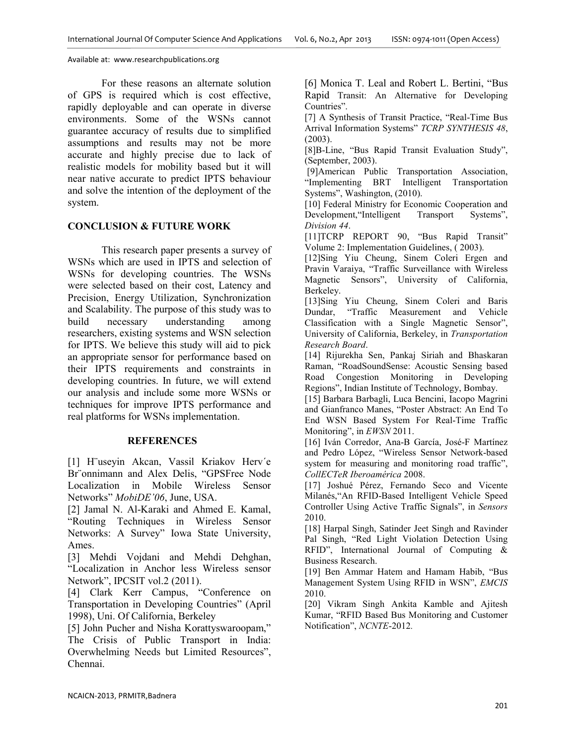For these reasons an alternate solution of GPS is required which is cost effective, rapidly deployable and can operate in diverse environments. Some of the WSNs cannot guarantee accuracy of results due to simplified assumptions and results may not be more accurate and highly precise due to lack of realistic models for mobility based but it will near native accurate to predict IPTS behaviour and solve the intention of the deployment of the system.

## CONCLUSION & FUTURE WORK

This research paper presents a survey of WSNs which are used in IPTS and selection of WSNs for developing countries. The WSNs were selected based on their cost, Latency and Precision, Energy Utilization, Synchronization and Scalability. The purpose of this study was to build necessary understanding among researchers, existing systems and WSN selection for IPTS. We believe this study will aid to pick an appropriate sensor for performance based on their IPTS requirements and constraints in developing countries. In future, we will extend our analysis and include some more WSNs or techniques for improve IPTS performance and real platforms for WSNs implementation.

## REFERENCES

[1] H¨useyin Akcan, Vassil Kriakov Herv´e Br¨onnimann and Alex Delis, "GPSFree Node Localization in Mobile Wireless Sensor Networks" *MobiDE'06*, June, USA.

[2] Jamal N. Al-Karaki and Ahmed E. Kamal, "Routing Techniques in Wireless Sensor Networks: A Survey" Iowa State University, Ames.

[3] Mehdi Vojdani and Mehdi Dehghan, "Localization in Anchor less Wireless sensor Network", IPCSIT vol.2 (2011).

[4] Clark Kerr Campus, "Conference on Transportation in Developing Countries" (April 1998), Uni. Of California, Berkeley

[5] John Pucher and Nisha Korattyswaroopam," The Crisis of Public Transport in India: Overwhelming Needs but Limited Resources", Chennai.

[6] Monica T. Leal and Robert L. Bertini, "Bus Rapid Transit: An Alternative for Developing Countries".

[7] A Synthesis of Transit Practice, "Real-Time Bus Arrival Information Systems" *TCRP SYNTHESIS 48*, (2003).

[8]B-Line, "Bus Rapid Transit Evaluation Study", (September, 2003).

[9]American Public Transportation Association, "Implementing BRT Intelligent Transportation Systems", Washington, (2010).

[10] Federal Ministry for Economic Cooperation and Development,"Intelligent Transport Systems", *Division 44*.

[11]TCRP REPORT 90, "Bus Rapid Transit" Volume 2: Implementation Guidelines, ( 2003).

[12]Sing Yiu Cheung, Sinem Coleri Ergen and Pravin Varaiya, "Traffic Surveillance with Wireless Magnetic Sensors", University of California, Berkeley.

[13]Sing Yiu Cheung, Sinem Coleri and Baris Dundar, "Traffic Measurement and Vehicle Classification with a Single Magnetic Sensor", University of California, Berkeley, in *Transportation Research Board*.

[14] Rijurekha Sen, Pankaj Siriah and Bhaskaran Raman, "RoadSoundSense: Acoustic Sensing based Road Congestion Monitoring in Developing Regions", Indian Institute of Technology, Bombay.

[15] Barbara Barbagli, Luca Bencini, Iacopo Magrini and Gianfranco Manes, "Poster Abstract: An End To End WSN Based System For Real-Time Traffic Monitoring", in *EWSN* 2011.

[16] Iván Corredor, Ana-B García, José-F Martínez and Pedro López, "Wireless Sensor Network-based system for measuring and monitoring road traffic", *CollECTeR Iberoamérica* 2008.

[17] Joshué Pérez, Fernando Seco and Vicente Milanés,"An RFID-Based Intelligent Vehicle Speed Controller Using Active Traffic Signals", in *Sensors* 2010.

[18] Harpal Singh, Satinder Jeet Singh and Ravinder Pal Singh, "Red Light Violation Detection Using RFID", International Journal of Computing & Business Research.

[19] Ben Ammar Hatem and Hamam Habib, "Bus Management System Using RFID in WSN", *EMCIS* 2010.

[20] Vikram Singh Ankita Kamble and Ajitesh Kumar, "RFID Based Bus Monitoring and Customer Notification", *NCNTE*-2012.